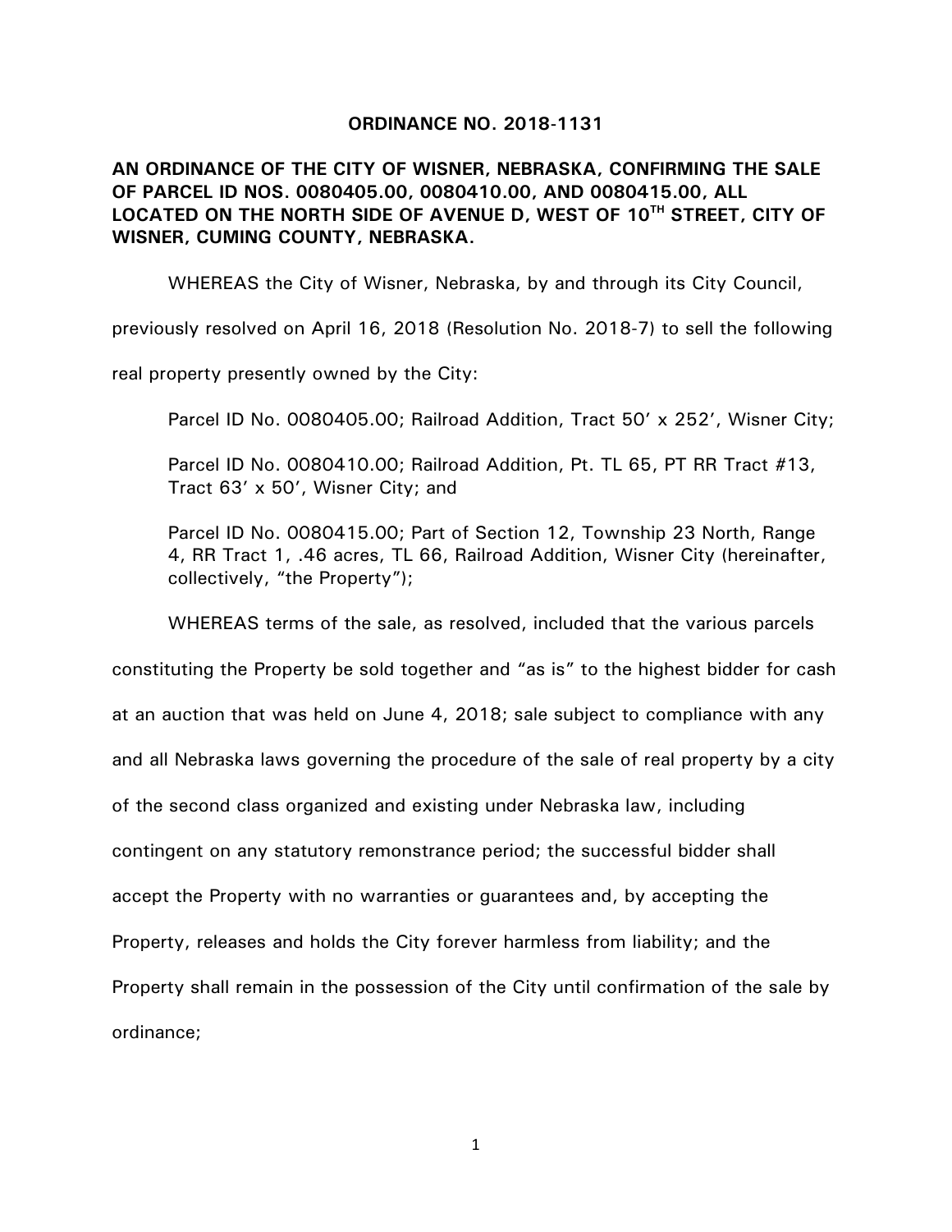**ORDINANCE NO. 2018-1131**

**AN ORDINANCE OF THE CITY OF WISNER, NEBRASKA, CONFIRMING THE SALE OF PARCEL ID NOS. 0080405.00, 0080410.00, AND 0080415.00, ALL LOCATED ON THE NORTH SIDE OF AVENUE D, WEST OF 10TH STREET, CITY OF WISNER, CUMING COUNTY, NEBRASKA.**

WHEREAS the City of Wisner, Nebraska, by and through its City Council, previously resolved on April 16, 2018 (Resolution No. 2018-7) to sell the following real property presently owned by the City:

Parcel ID No. 0080405.00; Railroad Addition, Tract 50' x 252', Wisner City;

Parcel ID No. 0080410.00; Railroad Addition, Pt. TL 65, PT RR Tract #13, Tract 63' x 50', Wisner City; and

Parcel ID No. 0080415.00; Part of Section 12, Township 23 North, Range 4, RR Tract 1, .46 acres, TL 66, Railroad Addition, Wisner City (hereinafter, collectively, "the Property");

WHEREAS terms of the sale, as resolved, included that the various parcels constituting the Property be sold together and "as is" to the highest bidder for cash at an auction that was held on June 4, 2018; sale subject to compliance with any and all Nebraska laws governing the procedure of the sale of real property by a city of the second class organized and existing under Nebraska law, including contingent on any statutory remonstrance period; the successful bidder shall accept the Property with no warranties or guarantees and, by accepting the Property, releases and holds the City forever harmless from liability; and the Property shall remain in the possession of the City until confirmation of the sale by ordinance;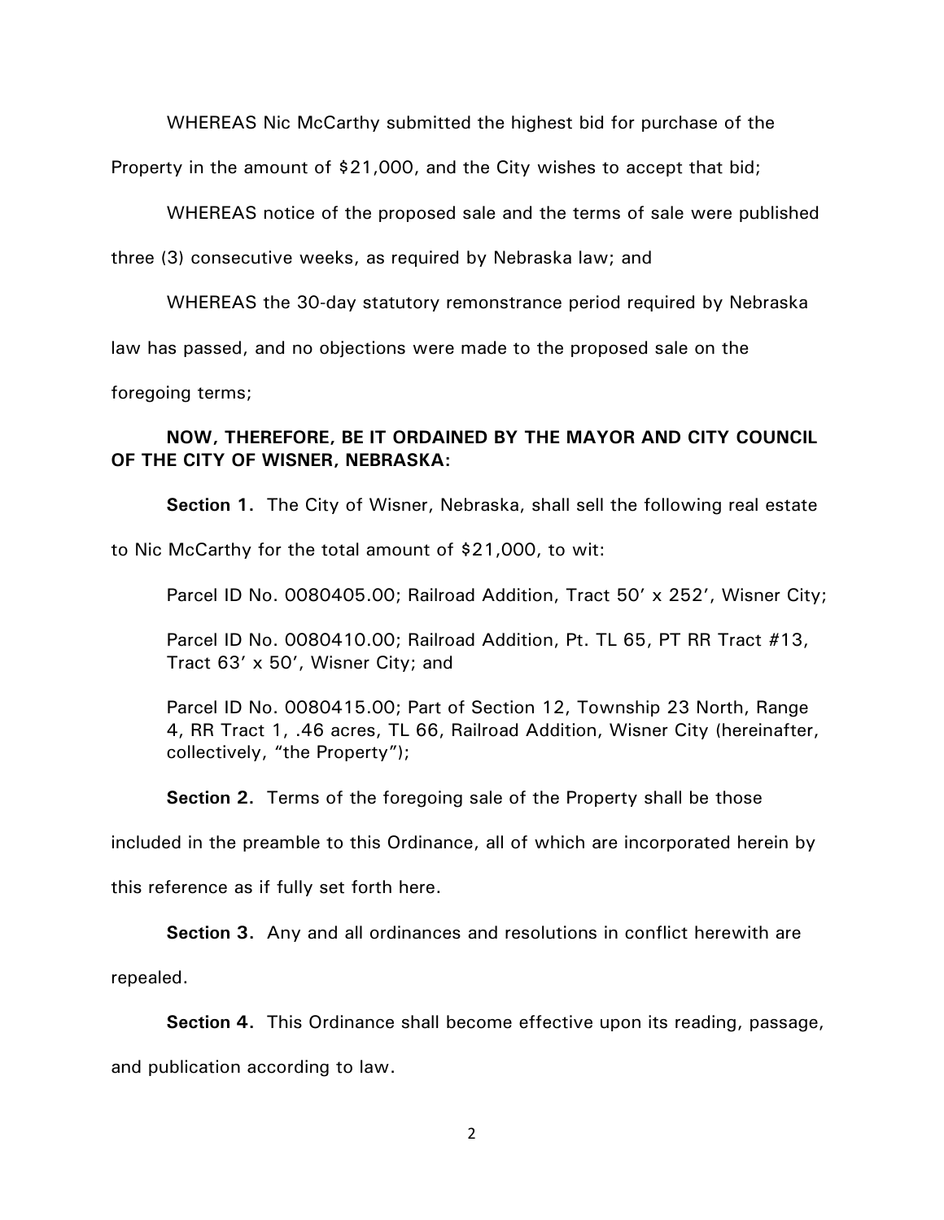WHEREAS Nic McCarthy submitted the highest bid for purchase of the Property in the amount of $21,000, and the City wishes to accept that bid;

WHEREAS notice of the proposed sale and the terms of sale were published three (3) consecutive weeks, as required by Nebraska law; and

WHEREAS the 30-day statutory remonstrance period required by Nebraska law has passed, and no objections were made to the proposed sale on the foregoing terms;

**NOW, THEREFORE, BE IT ORDAINED BY THE MAYOR AND CITY COUNCIL OF THE CITY OF WISNER, NEBRASKA:**

**Section 1.** The City of Wisner, Nebraska, shall sell the following real estate to Nic McCarthy for the total amount of $21,000, to wit:

Parcel ID No. 0080405.00; Railroad Addition, Tract 50' x 252', Wisner City;

Parcel ID No. 0080410.00; Railroad Addition, Pt. TL 65, PT RR Tract #13, Tract 63' x 50', Wisner City; and

Parcel ID No. 0080415.00; Part of Section 12, Township 23 North, Range 4, RR Tract 1, .46 acres, TL 66, Railroad Addition, Wisner City (hereinafter, collectively, "the Property");

**Section 2.** Terms of the foregoing sale of the Property shall be those included in the preamble to this Ordinance, all of which are incorporated herein by this reference as if fully set forth here.

**Section 3.** Any and all ordinances and resolutions in conflict herewith are repealed.

**Section 4.** This Ordinance shall become effective upon its reading, passage, and publication according to law.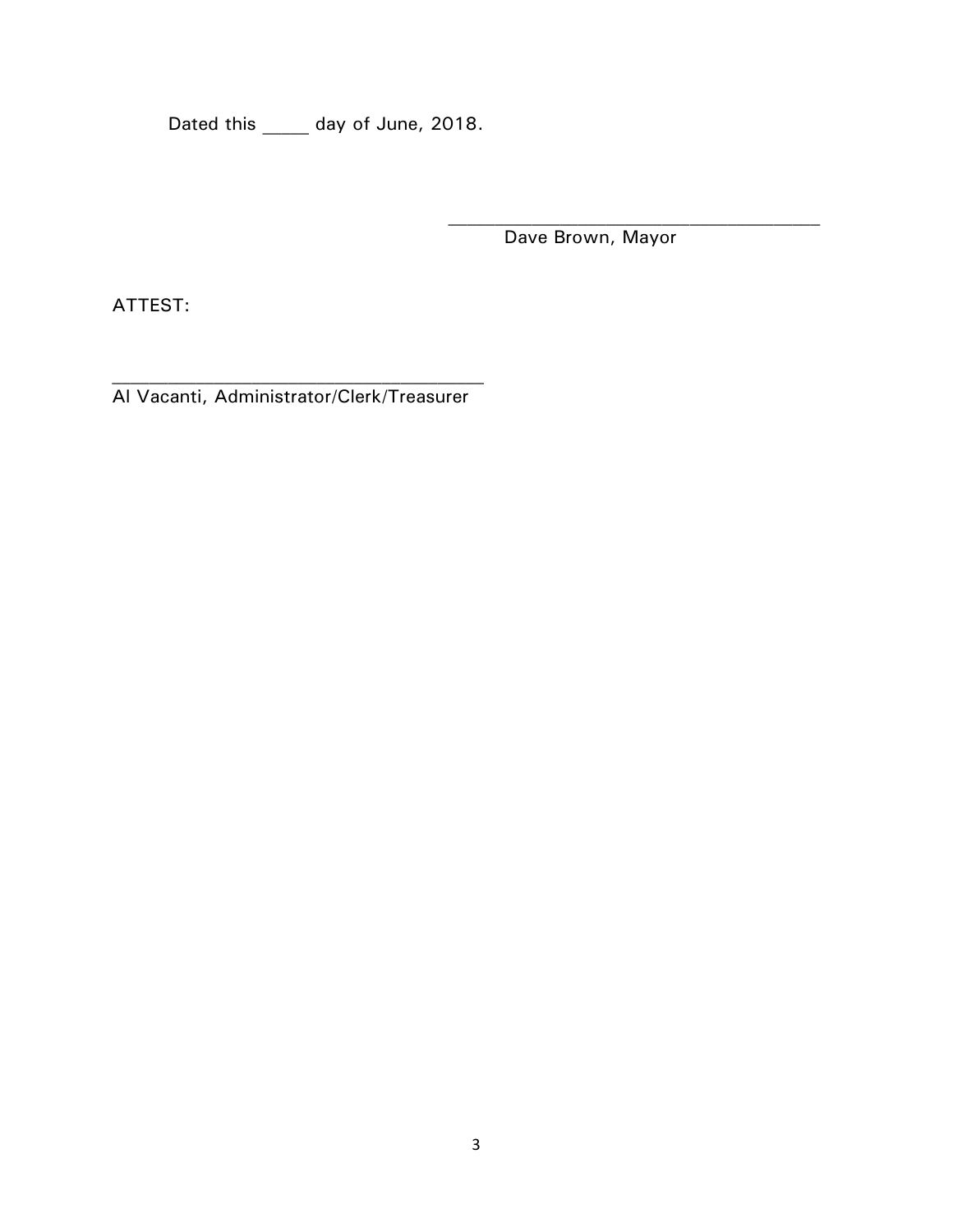Dated this _____ day of June, 2018.

_______________________________________
Dave Brown, Mayor

ATTEST:

_______________________________________
Al Vacanti, Administrator/Clerk/Treasurer